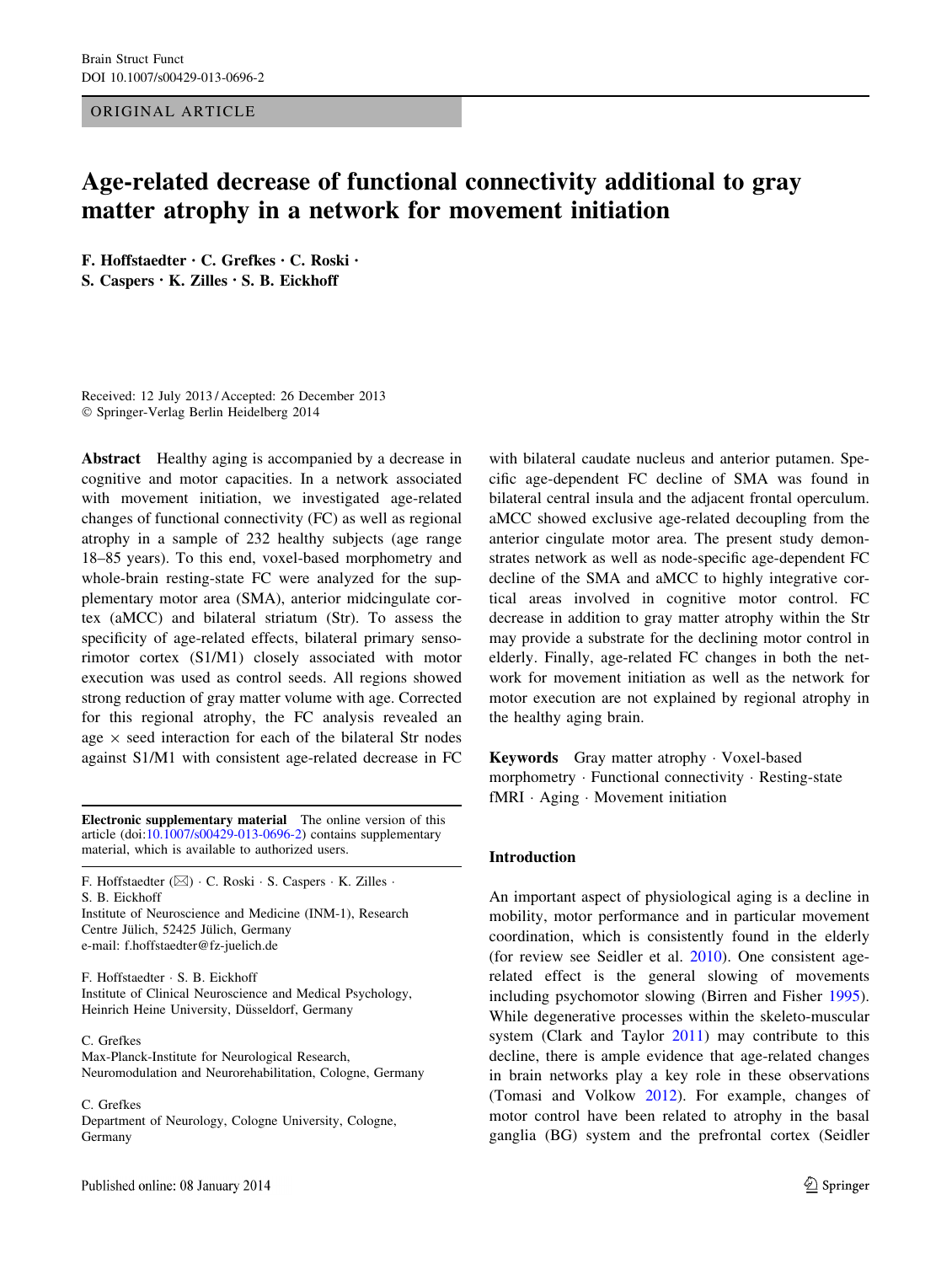ORIGINAL ARTICLE

# Age-related decrease of functional connectivity additional to gray matter atrophy in a network for movement initiation

**F. Hoffstaedter · C. Grefkes · C. Roski · S. Caspers · K. Zilles · S. B. Eickhoff**

Received: 12 July 2013 / Accepted: 26 December 2013
© Springer-Verlag Berlin Heidelberg 2014

**Abstract** Healthy aging is accompanied by a decrease in cognitive and motor capacities. In a network associated with movement initiation, we investigated age-related changes of functional connectivity (FC) as well as regional atrophy in a sample of 232 healthy subjects (age range 18–85 years). To this end, voxel-based morphometry and whole-brain resting-state FC were analyzed for the supplementary motor area (SMA), anterior midcingulate cortex (aMCC) and bilateral striatum (Str). To assess the specificity of age-related effects, bilateral primary sensorimotor cortex (S1/M1) closely associated with motor execution was used as control seeds. All regions showed strong reduction of gray matter volume with age. Corrected for this regional atrophy, the FC analysis revealed an age $\times$ seed interaction for each of the bilateral Str nodes against S1/M1 with consistent age-related decrease in FC with bilateral caudate nucleus and anterior putamen. Specific age-dependent FC decline of SMA was found in bilateral central insula and the adjacent frontal operculum. aMCC showed exclusive age-related decoupling from the anterior cingulate motor area. The present study demonstrates network as well as node-specific age-dependent FC decline of the SMA and aMCC to highly integrative cortical areas involved in cognitive motor control. FC decrease in addition to gray matter atrophy within the Str may provide a substrate for the declining motor control in elderly. Finally, age-related FC changes in both the network for movement initiation as well as the network for motor execution are not explained by regional atrophy in the healthy aging brain.

**Keywords** Gray matter atrophy · Voxel-based morphometry · Functional connectivity · Resting-state fMRI · Aging · Movement initiation

**Electronic supplementary material** The online version of this article (doi:10.1007/s00429-013-0696-2) contains supplementary material, which is available to authorized users.

F. Hoffstaedter (✉) · C. Roski · S. Caspers · K. Zilles · S. B. Eickhoff
Institute of Neuroscience and Medicine (INM-1), Research Centre Jülich, 52425 Jülich, Germany
e-mail: f.hoffstaedter@fz-juelich.de

F. Hoffstaedter · S. B. Eickhoff
Institute of Clinical Neuroscience and Medical Psychology, Heinrich Heine University, Düsseldorf, Germany

C. Grefkes
Max-Planck-Institute for Neurological Research, Neuromodulation and Neurorehabilitation, Cologne, Germany

C. Grefkes
Department of Neurology, Cologne University, Cologne, Germany

Published online: 08 January 2014

## Introduction

An important aspect of physiological aging is a decline in mobility, motor performance and in particular movement coordination, which is consistently found in the elderly (for review see Seidler et al. 2010). One consistent age-related effect is the general slowing of movements including psychomotor slowing (Birren and Fisher 1995). While degenerative processes within the skeleto-muscular system (Clark and Taylor 2011) may contribute to this decline, there is ample evidence that age-related changes in brain networks play a key role in these observations (Tomasi and Volkow 2012). For example, changes of motor control have been related to atrophy in the basal ganglia (BG) system and the prefrontal cortex (Seidler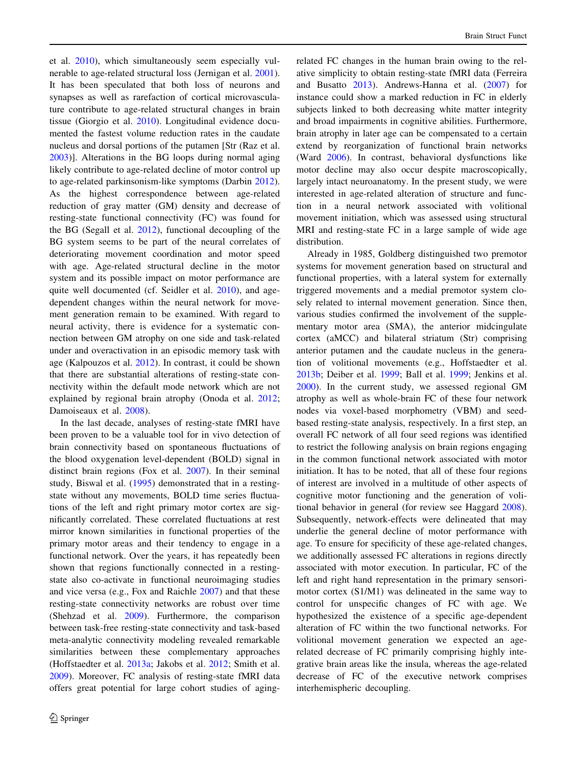et al. 2010), which simultaneously seem especially vulnerable to age-related structural loss (Jernigan et al. 2001). It has been speculated that both loss of neurons and synapses as well as rarefaction of cortical microvasculature contribute to age-related structural changes in brain tissue (Giorgio et al. 2010). Longitudinal evidence documented the fastest volume reduction rates in the caudate nucleus and dorsal portions of the putamen [Str (Raz et al. 2003)]. Alterations in the BG loops during normal aging likely contribute to age-related decline of motor control up to age-related parkinsonism-like symptoms (Darbin 2012). As the highest correspondence between age-related reduction of gray matter (GM) density and decrease of resting-state functional connectivity (FC) was found for the BG (Segall et al. 2012), functional decoupling of the BG system seems to be part of the neural correlates of deteriorating movement coordination and motor speed with age. Age-related structural decline in the motor system and its possible impact on motor performance are quite well documented (cf. Seidler et al. 2010), and age-dependent changes within the neural network for movement generation remain to be examined. With regard to neural activity, there is evidence for a systematic connection between GM atrophy on one side and task-related under and overactivation in an episodic memory task with age (Kalpouzos et al. 2012). In contrast, it could be shown that there are substantial alterations of resting-state connectivity within the default mode network which are not explained by regional brain atrophy (Onoda et al. 2012; Damoiseaux et al. 2008).

In the last decade, analyses of resting-state fMRI have been proven to be a valuable tool for in vivo detection of brain connectivity based on spontaneous fluctuations of the blood oxygenation level-dependent (BOLD) signal in distinct brain regions (Fox et al. 2007). In their seminal study, Biswal et al. (1995) demonstrated that in a resting-state without any movements, BOLD time series fluctuations of the left and right primary motor cortex are significantly correlated. These correlated fluctuations at rest mirror known similarities in functional properties of the primary motor areas and their tendency to engage in a functional network. Over the years, it has repeatedly been shown that regions functionally connected in a resting-state also co-activate in functional neuroimaging studies and vice versa (e.g., Fox and Raichle 2007) and that these resting-state connectivity networks are robust over time (Shehzad et al. 2009). Furthermore, the comparison between task-free resting-state connectivity and task-based meta-analytic connectivity modeling revealed remarkable similarities between these complementary approaches (Hoffstaedter et al. 2013a; Jakobs et al. 2012; Smith et al. 2009). Moreover, FC analysis of resting-state fMRI data offers great potential for large cohort studies of aging-related FC changes in the human brain owing to the relative simplicity to obtain resting-state fMRI data (Ferreira and Busatto 2013). Andrews-Hanna et al. (2007) for instance could show a marked reduction in FC in elderly subjects linked to both decreasing white matter integrity and broad impairments in cognitive abilities. Furthermore, brain atrophy in later age can be compensated to a certain extend by reorganization of functional brain networks (Ward 2006). In contrast, behavioral dysfunctions like motor decline may also occur despite macroscopically, largely intact neuroanatomy. In the present study, we were interested in age-related alteration of structure and function in a neural network associated with volitional movement initiation, which was assessed using structural MRI and resting-state FC in a large sample of wide age distribution.

Already in 1985, Goldberg distinguished two premotor systems for movement generation based on structural and functional properties, with a lateral system for externally triggered movements and a medial premotor system closely related to internal movement generation. Since then, various studies confirmed the involvement of the supplementary motor area (SMA), the anterior midcingulate cortex (aMCC) and bilateral striatum (Str) comprising anterior putamen and the caudate nucleus in the generation of volitional movements (e.g., Hoffstaedter et al. 2013b; Deiber et al. 1999; Ball et al. 1999; Jenkins et al. 2000). In the current study, we assessed regional GM atrophy as well as whole-brain FC of these four network nodes via voxel-based morphometry (VBM) and seed-based resting-state analysis, respectively. In a first step, an overall FC network of all four seed regions was identified to restrict the following analysis on brain regions engaging in the common functional network associated with motor initiation. It has to be noted, that all of these four regions of interest are involved in a multitude of other aspects of cognitive motor functioning and the generation of volitional behavior in general (for review see Haggard 2008). Subsequently, network-effects were delineated that may underlie the general decline of motor performance with age. To ensure for specificity of these age-related changes, we additionally assessed FC alterations in regions directly associated with motor execution. In particular, FC of the left and right hand representation in the primary sensorimotor cortex (S1/M1) was delineated in the same way to control for unspecific changes of FC with age. We hypothesized the existence of a specific age-dependent alteration of FC within the two functional networks. For volitional movement generation we expected an age-related decrease of FC primarily comprising highly integrative brain areas like the insula, whereas the age-related decrease of FC of the executive network comprises interhemispheric decoupling.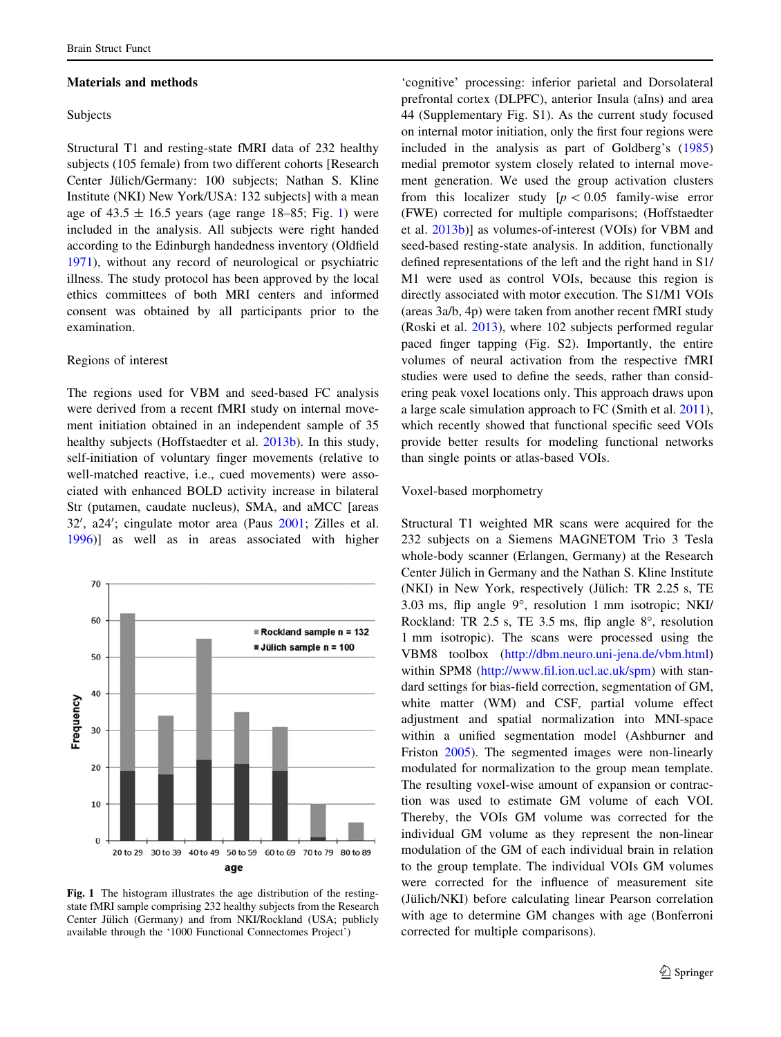## Materials and methods

### Subjects

Structural T1 and resting-state fMRI data of 232 healthy subjects (105 female) from two different cohorts [Research Center Jülich/Germany: 100 subjects; Nathan S. Kline Institute (NKI) New York/USA: 132 subjects] with a mean age of 43.5 ± 16.5 years (age range 18–85; Fig. 1) were included in the analysis. All subjects were right handed according to the Edinburgh handedness inventory (Oldfield 1971), without any record of neurological or psychiatric illness. The study protocol has been approved by the local ethics committees of both MRI centers and informed consent was obtained by all participants prior to the examination.

### Regions of interest

The regions used for VBM and seed-based FC analysis were derived from a recent fMRI study on internal movement initiation obtained in an independent sample of 35 healthy subjects (Hoffstaedter et al. 2013b). In this study, self-initiation of voluntary finger movements (relative to well-matched reactive, i.e., cued movements) were associated with enhanced BOLD activity increase in bilateral Str (putamen, caudate nucleus), SMA, and aMCC [areas 32′, a24′; cingulate motor area (Paus 2001; Zilles et al. 1996)] as well as in areas associated with higher 'cognitive' processing: inferior parietal and Dorsolateral prefrontal cortex (DLPFC), anterior Insula (aIns) and area 44 (Supplementary Fig. S1). As the current study focused on internal motor initiation, only the first four regions were included in the analysis as part of Goldberg's (1985) medial premotor system closely related to internal movement generation. We used the group activation clusters from this localizer study [$p < 0.05$ family-wise error (FWE) corrected for multiple comparisons; (Hoffstaedter et al. 2013b)] as volumes-of-interest (VOIs) for VBM and seed-based resting-state analysis. In addition, functionally defined representations of the left and the right hand in S1/M1 were used as control VOIs, because this region is directly associated with motor execution. The S1/M1 VOIs (areas 3a/b, 4p) were taken from another recent fMRI study (Roski et al. 2013), where 102 subjects performed regular paced finger tapping (Fig. S2). Importantly, the entire volumes of neural activation from the respective fMRI studies were used to define the seeds, rather than considering peak voxel locations only. This approach draws upon a large scale simulation approach to FC (Smith et al. 2011), which recently showed that functional specific seed VOIs provide better results for modeling functional networks than single points or atlas-based VOIs.

**Fig. 1** The histogram illustrates the age distribution of the resting-state fMRI sample comprising 232 healthy subjects from the Research Center Jülich (Germany) and from NKI/Rockland (USA; publicly available through the '1000 Functional Connectomes Project')

### Voxel-based morphometry

Structural T1 weighted MR scans were acquired for the 232 subjects on a Siemens MAGNETOM Trio 3 Tesla whole-body scanner (Erlangen, Germany) at the Research Center Jülich in Germany and the Nathan S. Kline Institute (NKI) in New York, respectively (Jülich: TR 2.25 s, TE 3.03 ms, flip angle 9°, resolution 1 mm isotropic; NKI/Rockland: TR 2.5 s, TE 3.5 ms, flip angle 8°, resolution 1 mm isotropic). The scans were processed using the VBM8 toolbox (http://dbm.neuro.uni-jena.de/vbm.html) within SPM8 (http://www.fil.ion.ucl.ac.uk/spm) with standard settings for bias-field correction, segmentation of GM, white matter (WM) and CSF, partial volume effect adjustment and spatial normalization into MNI-space within a unified segmentation model (Ashburner and Friston 2005). The segmented images were non-linearly modulated for normalization to the group mean template. The resulting voxel-wise amount of expansion or contraction was used to estimate GM volume of each VOI. Thereby, the VOIs GM volume was corrected for the individual GM volume as they represent the non-linear modulation of the GM of each individual brain in relation to the group template. The individual VOIs GM volumes were corrected for the influence of measurement site (Jülich/NKI) before calculating linear Pearson correlation with age to determine GM changes with age (Bonferroni corrected for multiple comparisons).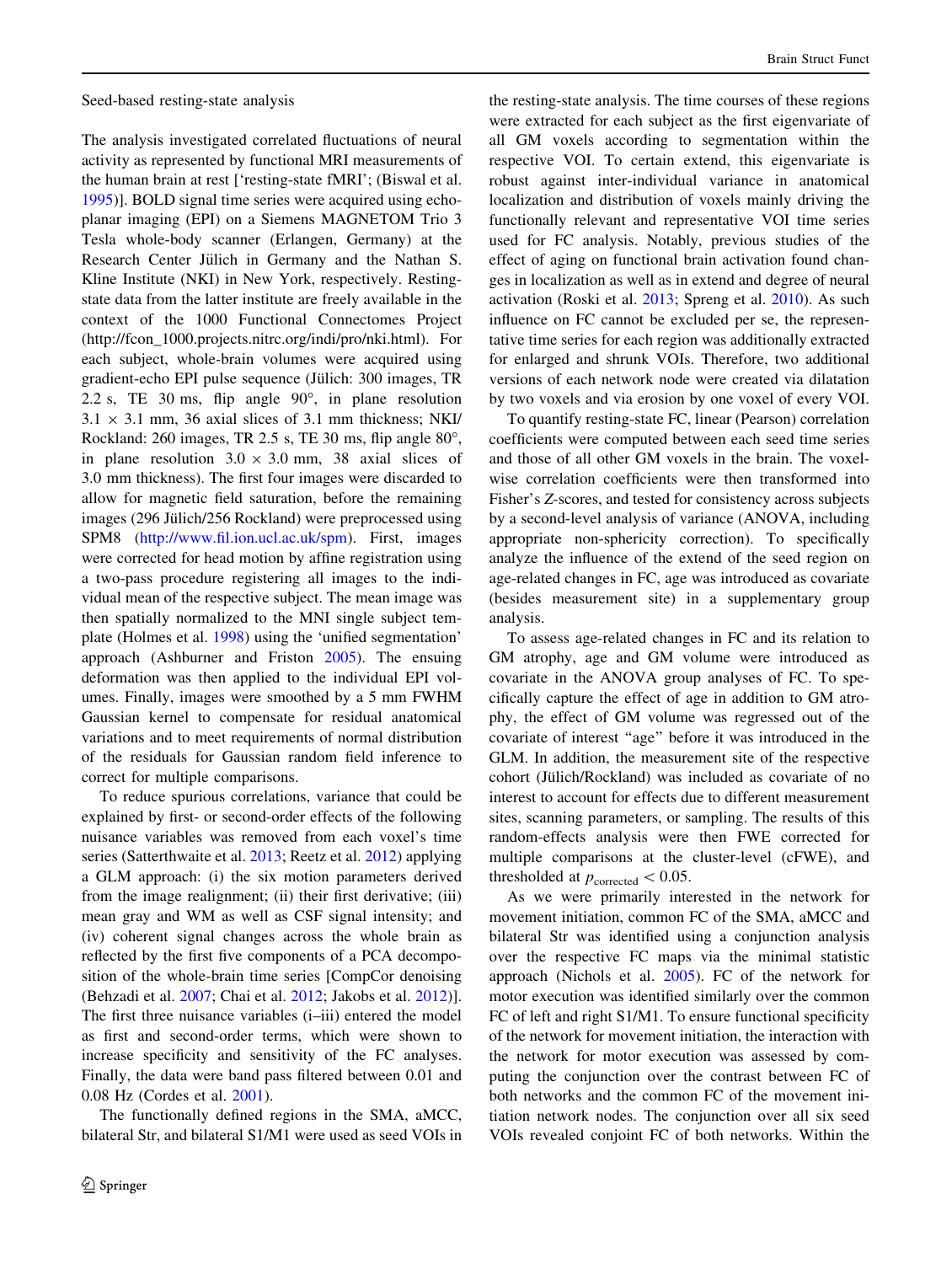### Seed-based resting-state analysis

The analysis investigated correlated fluctuations of neural activity as represented by functional MRI measurements of the human brain at rest ['resting-state fMRI'; (Biswal et al. 1995)]. BOLD signal time series were acquired using echo-planar imaging (EPI) on a Siemens MAGNETOM Trio 3 Tesla whole-body scanner (Erlangen, Germany) at the Research Center Jülich in Germany and the Nathan S. Kline Institute (NKI) in New York, respectively. Resting-state data from the latter institute are freely available in the context of the 1000 Functional Connectomes Project (http://fcon_1000.projects.nitrc.org/indi/pro/nki.html). For each subject, whole-brain volumes were acquired using gradient-echo EPI pulse sequence (Jülich: 300 images, TR 2.2 s, TE 30 ms, flip angle 90°, in plane resolution $3.1 \times 3.1$ mm, 36 axial slices of 3.1 mm thickness; NKI/Rockland: 260 images, TR 2.5 s, TE 30 ms, flip angle 80°, in plane resolution $3.0 \times 3.0$ mm, 38 axial slices of 3.0 mm thickness). The first four images were discarded to allow for magnetic field saturation, before the remaining images (296 Jülich/256 Rockland) were preprocessed using SPM8 (http://www.fil.ion.ucl.ac.uk/spm). First, images were corrected for head motion by affine registration using a two-pass procedure registering all images to the individual mean of the respective subject. The mean image was then spatially normalized to the MNI single subject template (Holmes et al. 1998) using the 'unified segmentation' approach (Ashburner and Friston 2005). The ensuing deformation was then applied to the individual EPI volumes. Finally, images were smoothed by a 5 mm FWHM Gaussian kernel to compensate for residual anatomical variations and to meet requirements of normal distribution of the residuals for Gaussian random field inference to correct for multiple comparisons.

To reduce spurious correlations, variance that could be explained by first- or second-order effects of the following nuisance variables was removed from each voxel's time series (Satterthwaite et al. 2013; Reetz et al. 2012) applying a GLM approach: (i) the six motion parameters derived from the image realignment; (ii) their first derivative; (iii) mean gray and WM as well as CSF signal intensity; and (iv) coherent signal changes across the whole brain as reflected by the first five components of a PCA decomposition of the whole-brain time series [CompCor denoising (Behzadi et al. 2007; Chai et al. 2012; Jakobs et al. 2012)]. The first three nuisance variables (i–iii) entered the model as first and second-order terms, which were shown to increase specificity and sensitivity of the FC analyses. Finally, the data were band pass filtered between 0.01 and 0.08 Hz (Cordes et al. 2001).

The functionally defined regions in the SMA, aMCC, bilateral Str, and bilateral S1/M1 were used as seed VOIs in the resting-state analysis. The time courses of these regions were extracted for each subject as the first eigenvariate of all GM voxels according to segmentation within the respective VOI. To certain extend, this eigenvariate is robust against inter-individual variance in anatomical localization and distribution of voxels mainly driving the functionally relevant and representative VOI time series used for FC analysis. Notably, previous studies of the effect of aging on functional brain activation found changes in localization as well as in extend and degree of neural activation (Roski et al. 2013; Spreng et al. 2010). As such influence on FC cannot be excluded per se, the representative time series for each region was additionally extracted for enlarged and shrunk VOIs. Therefore, two additional versions of each network node were created via dilatation by two voxels and via erosion by one voxel of every VOI.

To quantify resting-state FC, linear (Pearson) correlation coefficients were computed between each seed time series and those of all other GM voxels in the brain. The voxel-wise correlation coefficients were then transformed into Fisher's $Z$-scores, and tested for consistency across subjects by a second-level analysis of variance (ANOVA, including appropriate non-sphericity correction). To specifically analyze the influence of the extend of the seed region on age-related changes in FC, age was introduced as covariate (besides measurement site) in a supplementary group analysis.

To assess age-related changes in FC and its relation to GM atrophy, age and GM volume were introduced as covariate in the ANOVA group analyses of FC. To specifically capture the effect of age in addition to GM atrophy, the effect of GM volume was regressed out of the covariate of interest "age" before it was introduced in the GLM. In addition, the measurement site of the respective cohort (Jülich/Rockland) was included as covariate of no interest to account for effects due to different measurement sites, scanning parameters, or sampling. The results of this random-effects analysis were then FWE corrected for multiple comparisons at the cluster-level (cFWE), and thresholded at $p_{\text{corrected}} < 0.05$.

As we were primarily interested in the network for movement initiation, common FC of the SMA, aMCC and bilateral Str was identified using a conjunction analysis over the respective FC maps via the minimal statistic approach (Nichols et al. 2005). FC of the network for motor execution was identified similarly over the common FC of left and right S1/M1. To ensure functional specificity of the network for movement initiation, the interaction with the network for motor execution was assessed by computing the conjunction over the contrast between FC of both networks and the common FC of the movement initiation network nodes. The conjunction over all six seed VOIs revealed conjoint FC of both networks. Within the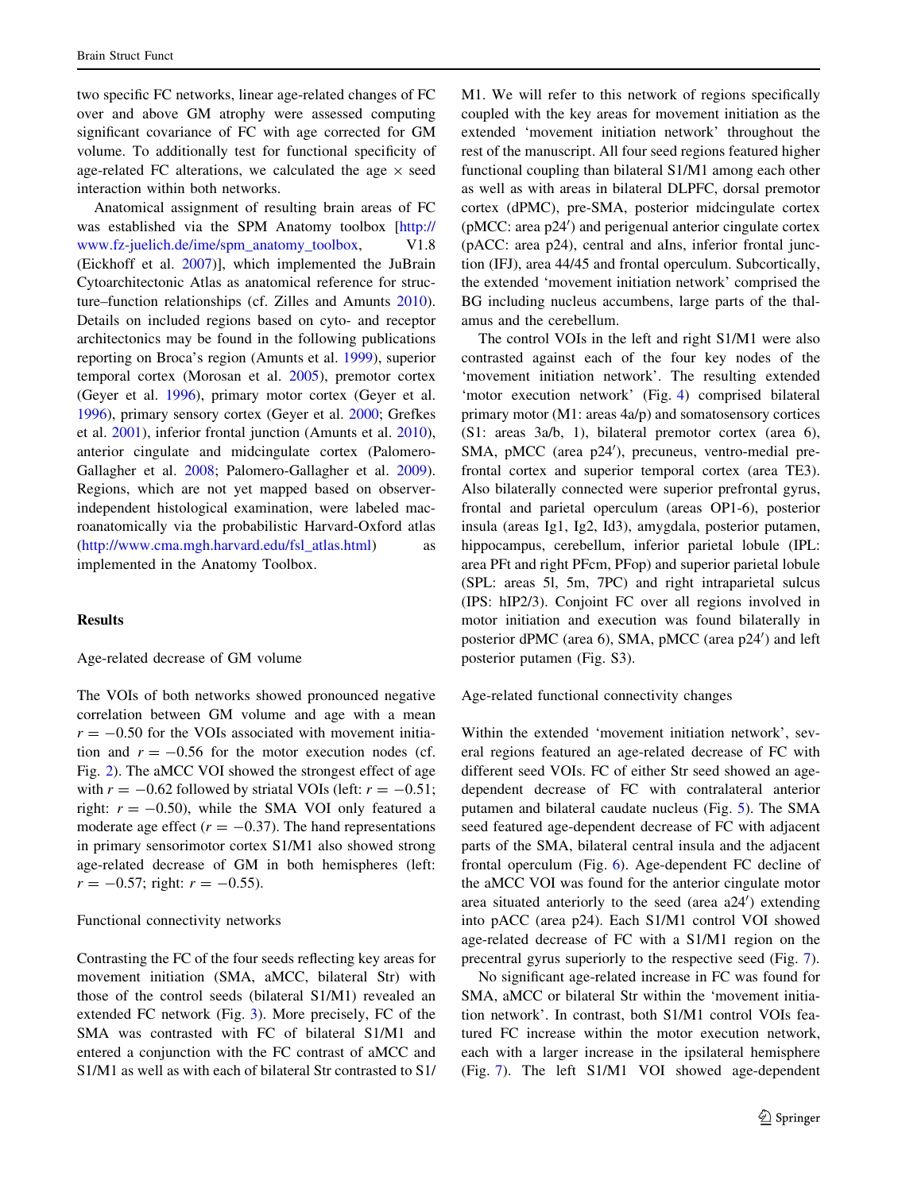two specific FC networks, linear age-related changes of FC over and above GM atrophy were assessed computing significant covariance of FC with age corrected for GM volume. To additionally test for functional specificity of age-related FC alterations, we calculated the age × seed interaction within both networks.

Anatomical assignment of resulting brain areas of FC was established via the SPM Anatomy toolbox [http://www.fz-juelich.de/ime/spm_anatomy_toolbox, V1.8 (Eickhoff et al. 2007)], which implemented the JuBrain Cytoarchitectonic Atlas as anatomical reference for structure–function relationships (cf. Zilles and Amunts 2010). Details on included regions based on cyto- and receptor architectonics may be found in the following publications reporting on Broca's region (Amunts et al. 1999), superior temporal cortex (Morosan et al. 2005), premotor cortex (Geyer et al. 1996), primary motor cortex (Geyer et al. 1996), primary sensory cortex (Geyer et al. 2000; Grefkes et al. 2001), inferior frontal junction (Amunts et al. 2010), anterior cingulate and midcingulate cortex (Palomero-Gallagher et al. 2008; Palomero-Gallagher et al. 2009). Regions, which are not yet mapped based on observer-independent histological examination, were labeled macroanatomically via the probabilistic Harvard-Oxford atlas (http://www.cma.mgh.harvard.edu/fsl_atlas.html) as implemented in the Anatomy Toolbox.

## Results

### Age-related decrease of GM volume

The VOIs of both networks showed pronounced negative correlation between GM volume and age with a mean $r = -0.50$ for the VOIs associated with movement initiation and $r = -0.56$ for the motor execution nodes (cf. Fig. 2). The aMCC VOI showed the strongest effect of age with $r = -0.62$ followed by striatal VOIs (left: $r = -0.51$; right: $r = -0.50$), while the SMA VOI only featured a moderate age effect ($r = -0.37$). The hand representations in primary sensorimotor cortex S1/M1 also showed strong age-related decrease of GM in both hemispheres (left: $r = -0.57$; right: $r = -0.55$).

### Functional connectivity networks

Contrasting the FC of the four seeds reflecting key areas for movement initiation (SMA, aMCC, bilateral Str) with those of the control seeds (bilateral S1/M1) revealed an extended FC network (Fig. 3). More precisely, FC of the SMA was contrasted with FC of bilateral S1/M1 and entered a conjunction with the FC contrast of aMCC and S1/M1 as well as with each of bilateral Str contrasted to S1/M1. We will refer to this network of regions specifically coupled with the key areas for movement initiation as the extended 'movement initiation network' throughout the rest of the manuscript. All four seed regions featured higher functional coupling than bilateral S1/M1 among each other as well as with areas in bilateral DLPFC, dorsal premotor cortex (dPMC), pre-SMA, posterior midcingulate cortex (pMCC: area p24′) and perigenual anterior cingulate cortex (pACC: area p24), central and aIns, inferior frontal junction (IFJ), area 44/45 and frontal operculum. Subcortically, the extended 'movement initiation network' comprised the BG including nucleus accumbens, large parts of the thalamus and the cerebellum.

The control VOIs in the left and right S1/M1 were also contrasted against each of the four key nodes of the 'movement initiation network'. The resulting extended 'motor execution network' (Fig. 4) comprised bilateral primary motor (M1: areas 4a/p) and somatosensory cortices (S1: areas 3a/b, 1), bilateral premotor cortex (area 6), SMA, pMCC (area p24′), precuneus, ventro-medial prefrontal cortex and superior temporal cortex (area TE3). Also bilaterally connected were superior prefrontal gyrus, frontal and parietal operculum (areas OP1-6), posterior insula (areas Ig1, Ig2, Id3), amygdala, posterior putamen, hippocampus, cerebellum, inferior parietal lobule (IPL: area PFt and right PFcm, PFop) and superior parietal lobule (SPL: areas 5l, 5m, 7PC) and right intraparietal sulcus (IPS: hIP2/3). Conjoint FC over all regions involved in motor initiation and execution was found bilaterally in posterior dPMC (area 6), SMA, pMCC (area p24′) and left posterior putamen (Fig. S3).

### Age-related functional connectivity changes

Within the extended 'movement initiation network', several regions featured an age-related decrease of FC with different seed VOIs. FC of either Str seed showed an age-dependent decrease of FC with contralateral anterior putamen and bilateral caudate nucleus (Fig. 5). The SMA seed featured age-dependent decrease of FC with adjacent parts of the SMA, bilateral central insula and the adjacent frontal operculum (Fig. 6). Age-dependent FC decline of the aMCC VOI was found for the anterior cingulate motor area situated anteriorly to the seed (area a24′) extending into pACC (area p24). Each S1/M1 control VOI showed age-related decrease of FC with a S1/M1 region on the precentral gyrus superiorly to the respective seed (Fig. 7).

No significant age-related increase in FC was found for SMA, aMCC or bilateral Str within the 'movement initiation network'. In contrast, both S1/M1 control VOIs featured FC increase within the motor execution network, each with a larger increase in the ipsilateral hemisphere (Fig. 7). The left S1/M1 VOI showed age-dependent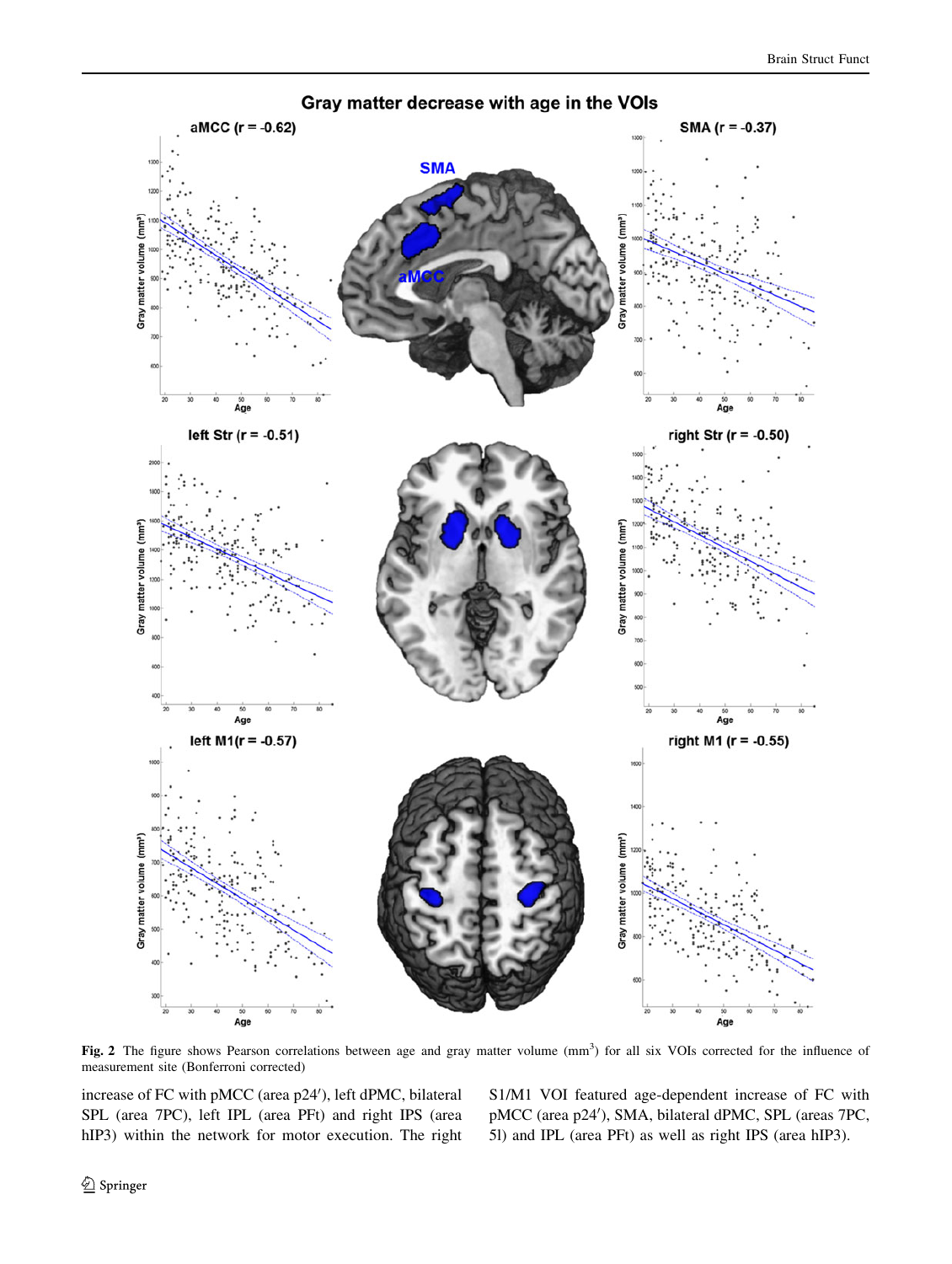**Fig. 2** The figure shows Pearson correlations between age and gray matter volume ($mm^3$) for all six VOIs corrected for the influence of measurement site (Bonferroni corrected)

increase of FC with pMCC (area p24′), left dPMC, bilateral SPL (area 7PC), left IPL (area PFt) and right IPS (area hIP3) within the network for motor execution. The right S1/M1 VOI featured age-dependent increase of FC with pMCC (area p24′), SMA, bilateral dPMC, SPL (areas 7PC, 5l) and IPL (area PFt) as well as right IPS (area hIP3).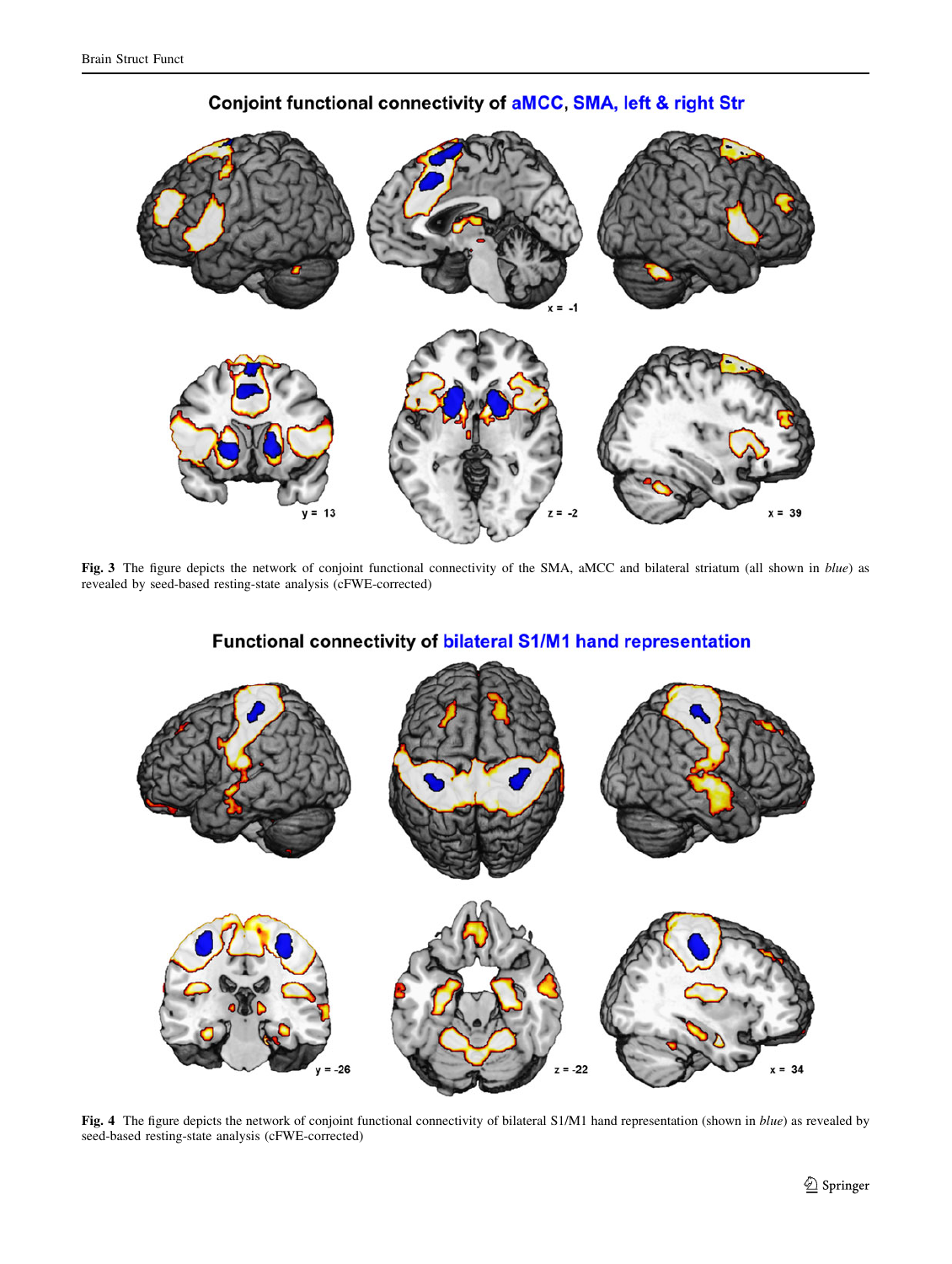**Fig. 3** The figure depicts the network of conjoint functional connectivity of the SMA, aMCC and bilateral striatum (all shown in *blue*) as revealed by seed-based resting-state analysis (cFWE-corrected)

**Fig. 4** The figure depicts the network of conjoint functional connectivity of bilateral S1/M1 hand representation (shown in *blue*) as revealed by seed-based resting-state analysis (cFWE-corrected)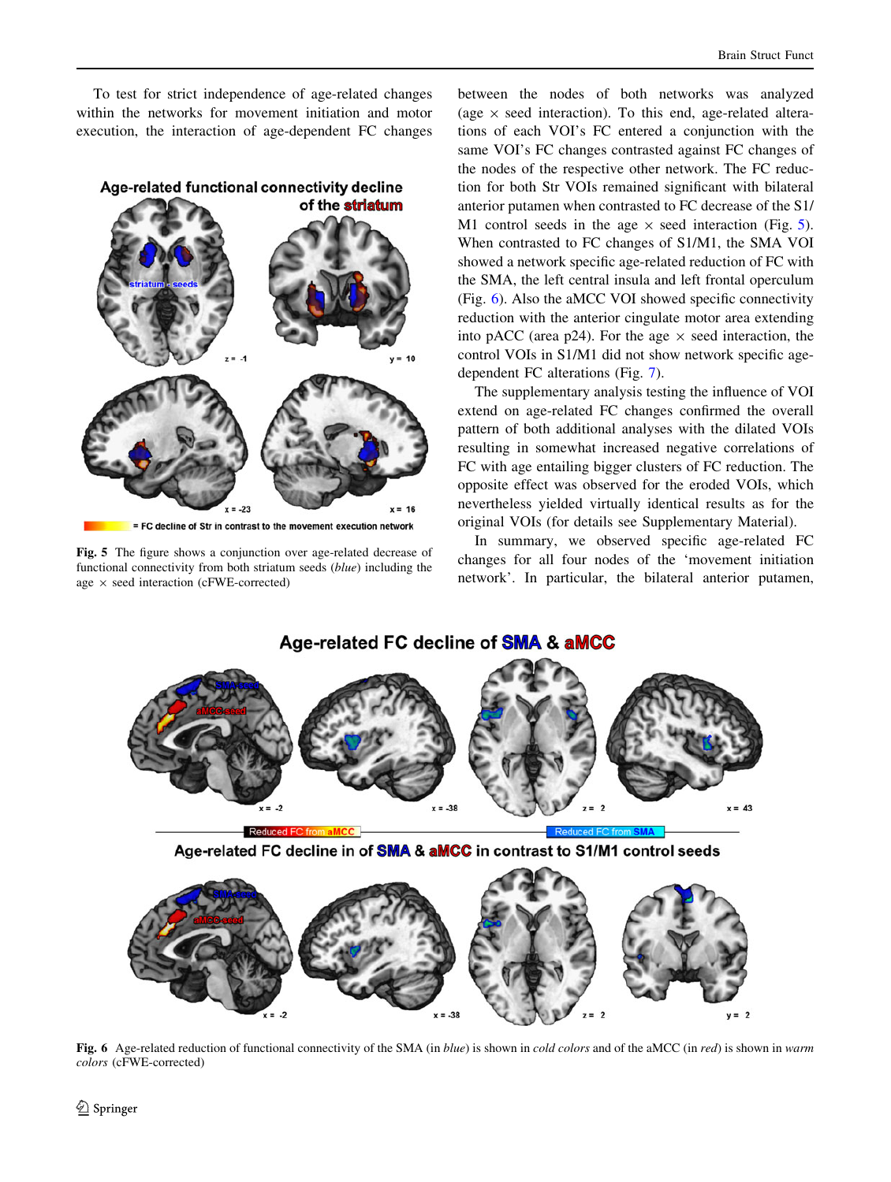To test for strict independence of age-related changes within the networks for movement initiation and motor execution, the interaction of age-dependent FC changes between the nodes of both networks was analyzed (age × seed interaction). To this end, age-related alterations of each VOI's FC entered a conjunction with the same VOI's FC changes contrasted against FC changes of the nodes of the respective other network. The FC reduction for both Str VOIs remained significant with bilateral anterior putamen when contrasted to FC decrease of the S1/M1 control seeds in the age × seed interaction (Fig. 5). When contrasted to FC changes of S1/M1, the SMA VOI showed a network specific age-related reduction of FC with the SMA, the left central insula and left frontal operculum (Fig. 6). Also the aMCC VOI showed specific connectivity reduction with the anterior cingulate motor area extending into pACC (area p24). For the age × seed interaction, the control VOIs in S1/M1 did not show network specific age-dependent FC alterations (Fig. 7).

**Fig. 5** The figure shows a conjunction over age-related decrease of functional connectivity from both striatum seeds (*blue*) including the age × seed interaction (cFWE-corrected)

The supplementary analysis testing the influence of VOI extend on age-related FC changes confirmed the overall pattern of both additional analyses with the dilated VOIs resulting in somewhat increased negative correlations of FC with age entailing bigger clusters of FC reduction. The opposite effect was observed for the eroded VOIs, which nevertheless yielded virtually identical results as for the original VOIs (for details see Supplementary Material).

In summary, we observed specific age-related FC changes for all four nodes of the 'movement initiation network'. In particular, the bilateral anterior putamen,

**Fig. 6** Age-related reduction of functional connectivity of the SMA (in *blue*) is shown in *cold colors* and of the aMCC (in *red*) is shown in *warm colors* (cFWE-corrected)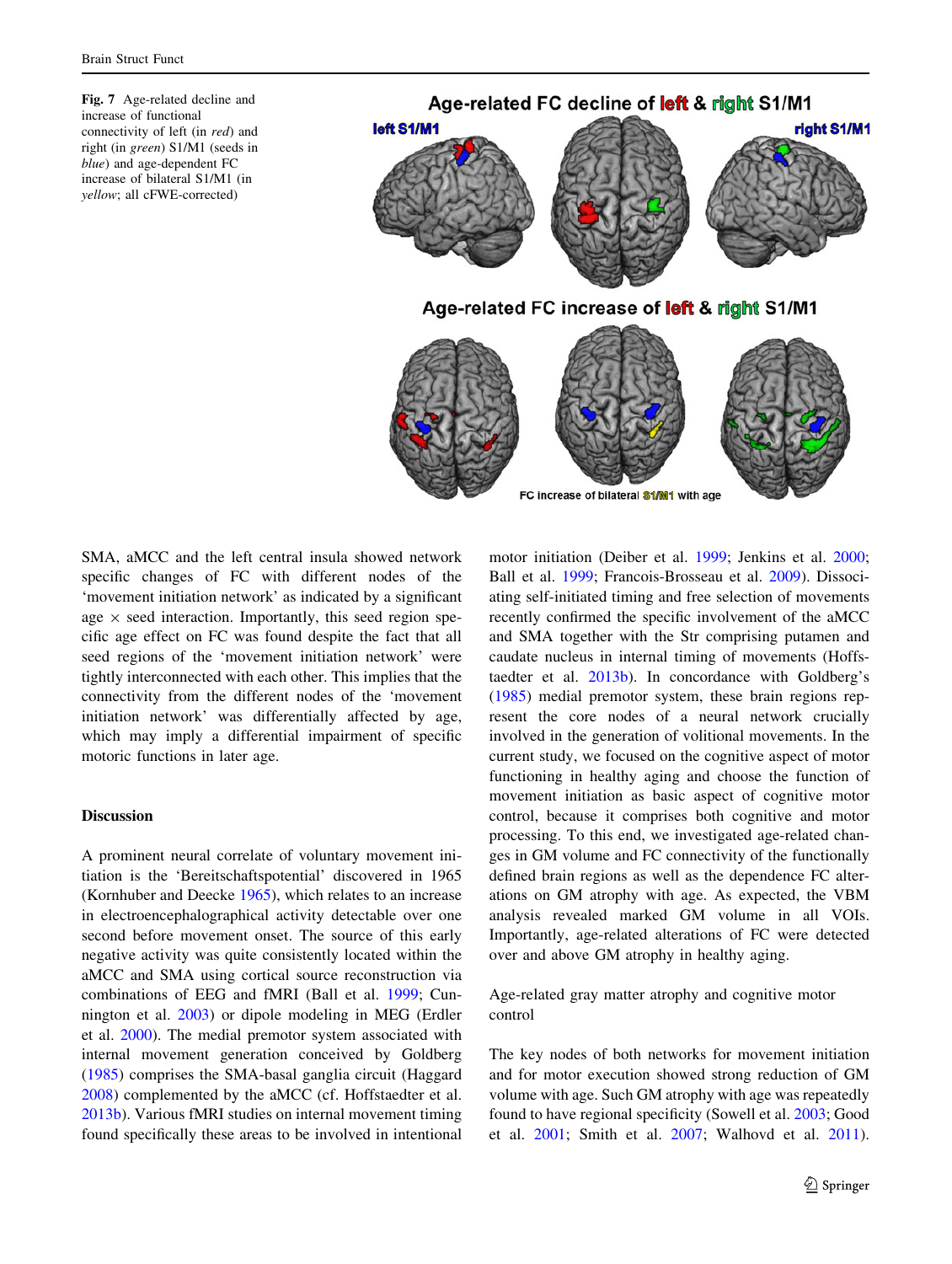**Fig. 7** Age-related decline and increase of functional connectivity of left (in *red*) and right (in *green*) S1/M1 (seeds in *blue*) and age-dependent FC increase of bilateral S1/M1 (in *yellow*; all cFWE-corrected)

SMA, aMCC and the left central insula showed network specific changes of FC with different nodes of the 'movement initiation network' as indicated by a significant age × seed interaction. Importantly, this seed region specific age effect on FC was found despite the fact that all seed regions of the 'movement initiation network' were tightly interconnected with each other. This implies that the connectivity from the different nodes of the 'movement initiation network' was differentially affected by age, which may imply a differential impairment of specific motoric functions in later age.

## Discussion

A prominent neural correlate of voluntary movement initiation is the 'Bereitschaftspotential' discovered in 1965 (Kornhuber and Deecke 1965), which relates to an increase in electroencephalographical activity detectable over one second before movement onset. The source of this early negative activity was quite consistently located within the aMCC and SMA using cortical source reconstruction via combinations of EEG and fMRI (Ball et al. 1999; Cunnington et al. 2003) or dipole modeling in MEG (Erdler et al. 2000). The medial premotor system associated with internal movement generation conceived by Goldberg (1985) comprises the SMA-basal ganglia circuit (Haggard 2008) complemented by the aMCC (cf. Hoffstaedter et al. 2013b). Various fMRI studies on internal movement timing found specifically these areas to be involved in intentional motor initiation (Deiber et al. 1999; Jenkins et al. 2000; Ball et al. 1999; Francois-Brosseau et al. 2009). Dissociating self-initiated timing and free selection of movements recently confirmed the specific involvement of the aMCC and SMA together with the Str comprising putamen and caudate nucleus in internal timing of movements (Hoffstaedter et al. 2013b). In concordance with Goldberg's (1985) medial premotor system, these brain regions represent the core nodes of a neural network crucially involved in the generation of volitional movements. In the current study, we focused on the cognitive aspect of motor functioning in healthy aging and choose the function of movement initiation as basic aspect of cognitive motor control, because it comprises both cognitive and motor processing. To this end, we investigated age-related changes in GM volume and FC connectivity of the functionally defined brain regions as well as the dependence FC alterations on GM atrophy with age. As expected, the VBM analysis revealed marked GM volume in all VOIs. Importantly, age-related alterations of FC were detected over and above GM atrophy in healthy aging.

### Age-related gray matter atrophy and cognitive motor control

The key nodes of both networks for movement initiation and for motor execution showed strong reduction of GM volume with age. Such GM atrophy with age was repeatedly found to have regional specificity (Sowell et al. 2003; Good et al. 2001; Smith et al. 2007; Walhovd et al. 2011).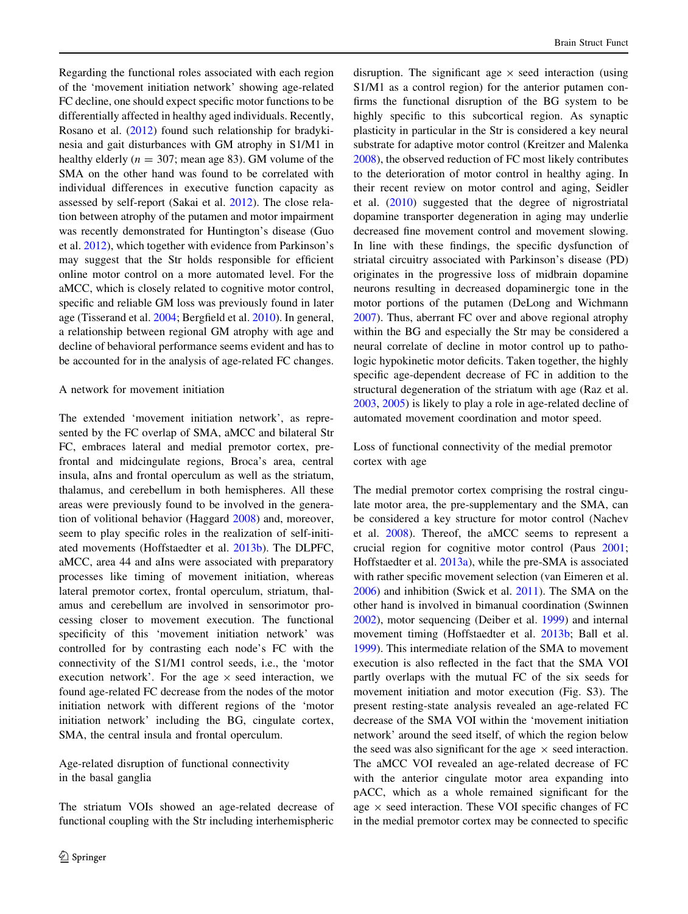Regarding the functional roles associated with each region of the 'movement initiation network' showing age-related FC decline, one should expect specific motor functions to be differentially affected in healthy aged individuals. Recently, Rosano et al. (2012) found such relationship for bradykinesia and gait disturbances with GM atrophy in S1/M1 in healthy elderly ($n = 307$; mean age 83). GM volume of the SMA on the other hand was found to be correlated with individual differences in executive function capacity as assessed by self-report (Sakai et al. 2012). The close relation between atrophy of the putamen and motor impairment was recently demonstrated for Huntington's disease (Guo et al. 2012), which together with evidence from Parkinson's may suggest that the Str holds responsible for efficient online motor control on a more automated level. For the aMCC, which is closely related to cognitive motor control, specific and reliable GM loss was previously found in later age (Tisserand et al. 2004; Bergfield et al. 2010). In general, a relationship between regional GM atrophy with age and decline of behavioral performance seems evident and has to be accounted for in the analysis of age-related FC changes.

## A network for movement initiation

The extended 'movement initiation network', as represented by the FC overlap of SMA, aMCC and bilateral Str FC, embraces lateral and medial premotor cortex, prefrontal and midcingulate regions, Broca's area, central insula, aIns and frontal operculum as well as the striatum, thalamus, and cerebellum in both hemispheres. All these areas were previously found to be involved in the generation of volitional behavior (Haggard 2008) and, moreover, seem to play specific roles in the realization of self-initiated movements (Hoffstaedter et al. 2013b). The DLPFC, aMCC, area 44 and aIns were associated with preparatory processes like timing of movement initiation, whereas lateral premotor cortex, frontal operculum, striatum, thalamus and cerebellum are involved in sensorimotor processing closer to movement execution. The functional specificity of this 'movement initiation network' was controlled for by contrasting each node's FC with the connectivity of the S1/M1 control seeds, i.e., the 'motor execution network'. For the age × seed interaction, we found age-related FC decrease from the nodes of the motor initiation network with different regions of the 'motor initiation network' including the BG, cingulate cortex, SMA, the central insula and frontal operculum.

## Age-related disruption of functional connectivity in the basal ganglia

The striatum VOIs showed an age-related decrease of functional coupling with the Str including interhemispheric disruption. The significant age × seed interaction (using S1/M1 as a control region) for the anterior putamen confirms the functional disruption of the BG system to be highly specific to this subcortical region. As synaptic plasticity in particular in the Str is considered a key neural substrate for adaptive motor control (Kreitzer and Malenka 2008), the observed reduction of FC most likely contributes to the deterioration of motor control in healthy aging. In their recent review on motor control and aging, Seidler et al. (2010) suggested that the degree of nigrostriatal dopamine transporter degeneration in aging may underlie decreased fine movement control and movement slowing. In line with these findings, the specific dysfunction of striatal circuitry associated with Parkinson's disease (PD) originates in the progressive loss of midbrain dopamine neurons resulting in decreased dopaminergic tone in the motor portions of the putamen (DeLong and Wichmann 2007). Thus, aberrant FC over and above regional atrophy within the BG and especially the Str may be considered a neural correlate of decline in motor control up to pathologic hypokinetic motor deficits. Taken together, the highly specific age-dependent decrease of FC in addition to the structural degeneration of the striatum with age (Raz et al. 2003, 2005) is likely to play a role in age-related decline of automated movement coordination and motor speed.

## Loss of functional connectivity of the medial premotor cortex with age

The medial premotor cortex comprising the rostral cingulate motor area, the pre-supplementary and the SMA, can be considered a key structure for motor control (Nachev et al. 2008). Thereof, the aMCC seems to represent a crucial region for cognitive motor control (Paus 2001; Hoffstaedter et al. 2013a), while the pre-SMA is associated with rather specific movement selection (van Eimeren et al. 2006) and inhibition (Swick et al. 2011). The SMA on the other hand is involved in bimanual coordination (Swinnen 2002), motor sequencing (Deiber et al. 1999) and internal movement timing (Hoffstaedter et al. 2013b; Ball et al. 1999). This intermediate relation of the SMA to movement execution is also reflected in the fact that the SMA VOI partly overlaps with the mutual FC of the six seeds for movement initiation and motor execution (Fig. S3). The present resting-state analysis revealed an age-related FC decrease of the SMA VOI within the 'movement initiation network' around the seed itself, of which the region below the seed was also significant for the age × seed interaction. The aMCC VOI revealed an age-related decrease of FC with the anterior cingulate motor area expanding into pACC, which as a whole remained significant for the age × seed interaction. These VOI specific changes of FC in the medial premotor cortex may be connected to specific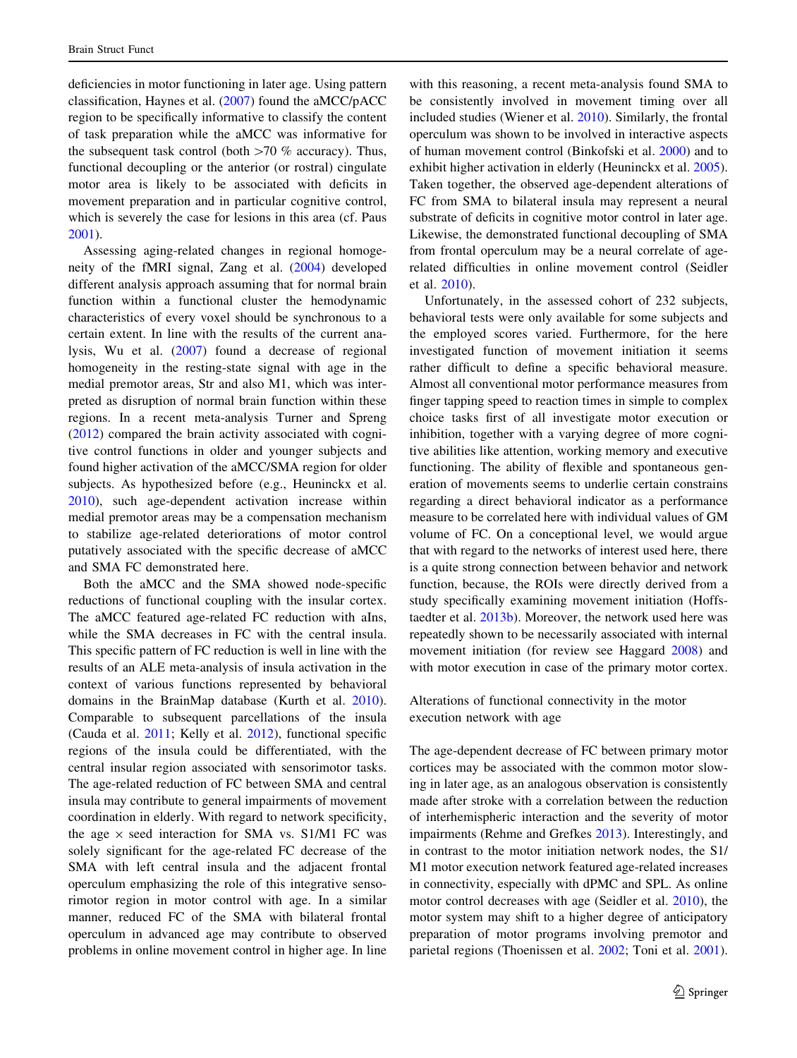deficiencies in motor functioning in later age. Using pattern classification, Haynes et al. (2007) found the aMCC/pACC region to be specifically informative to classify the content of task preparation while the aMCC was informative for the subsequent task control (both >70 % accuracy). Thus, functional decoupling or the anterior (or rostral) cingulate motor area is likely to be associated with deficits in movement preparation and in particular cognitive control, which is severely the case for lesions in this area (cf. Paus 2001).

Assessing aging-related changes in regional homogeneity of the fMRI signal, Zang et al. (2004) developed different analysis approach assuming that for normal brain function within a functional cluster the hemodynamic characteristics of every voxel should be synchronous to a certain extent. In line with the results of the current analysis, Wu et al. (2007) found a decrease of regional homogeneity in the resting-state signal with age in the medial premotor areas, Str and also M1, which was interpreted as disruption of normal brain function within these regions. In a recent meta-analysis Turner and Spreng (2012) compared the brain activity associated with cognitive control functions in older and younger subjects and found higher activation of the aMCC/SMA region for older subjects. As hypothesized before (e.g., Heuninckx et al. 2010), such age-dependent activation increase within medial premotor areas may be a compensation mechanism to stabilize age-related deteriorations of motor control putatively associated with the specific decrease of aMCC and SMA FC demonstrated here.

Both the aMCC and the SMA showed node-specific reductions of functional coupling with the insular cortex. The aMCC featured age-related FC reduction with aIns, while the SMA decreases in FC with the central insula. This specific pattern of FC reduction is well in line with the results of an ALE meta-analysis of insula activation in the context of various functions represented by behavioral domains in the BrainMap database (Kurth et al. 2010). Comparable to subsequent parcellations of the insula (Cauda et al. 2011; Kelly et al. 2012), functional specific regions of the insula could be differentiated, with the central insular region associated with sensorimotor tasks. The age-related reduction of FC between SMA and central insula may contribute to general impairments of movement coordination in elderly. With regard to network specificity, the age × seed interaction for SMA vs. S1/M1 FC was solely significant for the age-related FC decrease of the SMA with left central insula and the adjacent frontal operculum emphasizing the role of this integrative sensorimotor region in motor control with age. In a similar manner, reduced FC of the SMA with bilateral frontal operculum in advanced age may contribute to observed problems in online movement control in higher age. In line with this reasoning, a recent meta-analysis found SMA to be consistently involved in movement timing over all included studies (Wiener et al. 2010). Similarly, the frontal operculum was shown to be involved in interactive aspects of human movement control (Binkofski et al. 2000) and to exhibit higher activation in elderly (Heuninckx et al. 2005). Taken together, the observed age-dependent alterations of FC from SMA to bilateral insula may represent a neural substrate of deficits in cognitive motor control in later age. Likewise, the demonstrated functional decoupling of SMA from frontal operculum may be a neural correlate of age-related difficulties in online movement control (Seidler et al. 2010).

Unfortunately, in the assessed cohort of 232 subjects, behavioral tests were only available for some subjects and the employed scores varied. Furthermore, for the here investigated function of movement initiation it seems rather difficult to define a specific behavioral measure. Almost all conventional motor performance measures from finger tapping speed to reaction times in simple to complex choice tasks first of all investigate motor execution or inhibition, together with a varying degree of more cognitive abilities like attention, working memory and executive functioning. The ability of flexible and spontaneous generation of movements seems to underlie certain constrains regarding a direct behavioral indicator as a performance measure to be correlated here with individual values of GM volume of FC. On a conceptional level, we would argue that with regard to the networks of interest used here, there is a quite strong connection between behavior and network function, because, the ROIs were directly derived from a study specifically examining movement initiation (Hoffstaedter et al. 2013b). Moreover, the network used here was repeatedly shown to be necessarily associated with internal movement initiation (for review see Haggard 2008) and with motor execution in case of the primary motor cortex.

### Alterations of functional connectivity in the motor execution network with age

The age-dependent decrease of FC between primary motor cortices may be associated with the common motor slowing in later age, as an analogous observation is consistently made after stroke with a correlation between the reduction of interhemispheric interaction and the severity of motor impairments (Rehme and Grefkes 2013). Interestingly, and in contrast to the motor initiation network nodes, the S1/M1 motor execution network featured age-related increases in connectivity, especially with dPMC and SPL. As online motor control decreases with age (Seidler et al. 2010), the motor system may shift to a higher degree of anticipatory preparation of motor programs involving premotor and parietal regions (Thoenissen et al. 2002; Toni et al. 2001).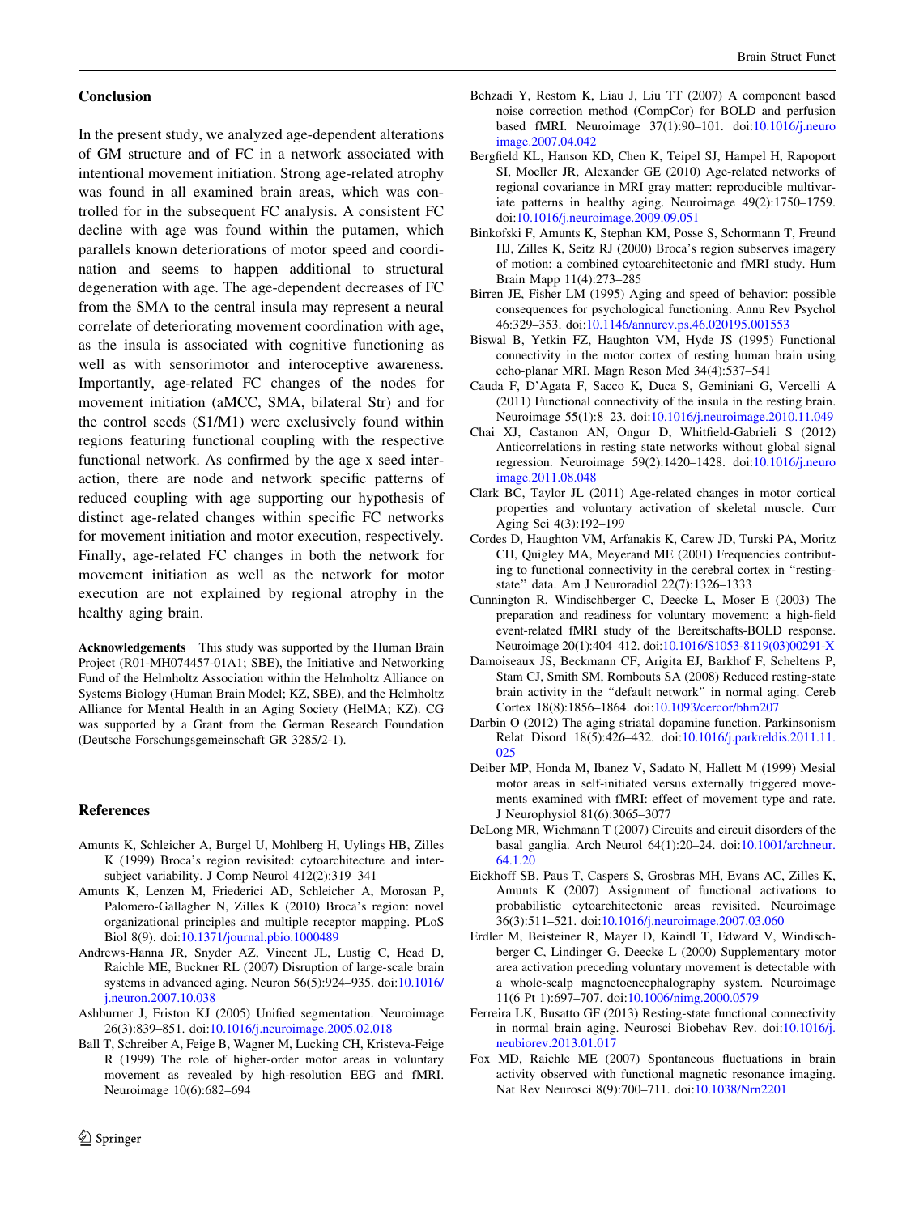## Conclusion

In the present study, we analyzed age-dependent alterations of GM structure and of FC in a network associated with intentional movement initiation. Strong age-related atrophy was found in all examined brain areas, which was controlled for in the subsequent FC analysis. A consistent FC decline with age was found within the putamen, which parallels known deteriorations of motor speed and coordination and seems to happen additional to structural degeneration with age. The age-dependent decreases of FC from the SMA to the central insula may represent a neural correlate of deteriorating movement coordination with age, as the insula is associated with cognitive functioning as well as with sensorimotor and interoceptive awareness. Importantly, age-related FC changes of the nodes for movement initiation (aMCC, SMA, bilateral Str) and for the control seeds (S1/M1) were exclusively found within regions featuring functional coupling with the respective functional network. As confirmed by the age x seed interaction, there are node and network specific patterns of reduced coupling with age supporting our hypothesis of distinct age-related changes within specific FC networks for movement initiation and motor execution, respectively. Finally, age-related FC changes in both the network for movement initiation as well as the network for motor execution are not explained by regional atrophy in the healthy aging brain.

**Acknowledgements** This study was supported by the Human Brain Project (R01-MH074457-01A1; SBE), the Initiative and Networking Fund of the Helmholtz Association within the Helmholtz Alliance on Systems Biology (Human Brain Model; KZ, SBE), and the Helmholtz Alliance for Mental Health in an Aging Society (HelMA; KZ). CG was supported by a Grant from the German Research Foundation (Deutsche Forschungsgemeinschaft GR 3285/2-1).

## References

Amunts K, Schleicher A, Burgel U, Mohlberg H, Uylings HB, Zilles K (1999) Broca's region revisited: cytoarchitecture and intersubject variability. J Comp Neurol 412(2):319–341

Amunts K, Lenzen M, Friederici AD, Schleicher A, Morosan P, Palomero-Gallagher N, Zilles K (2010) Broca's region: novel organizational principles and multiple receptor mapping. PLoS Biol 8(9). doi:10.1371/journal.pbio.1000489

Andrews-Hanna JR, Snyder AZ, Vincent JL, Lustig C, Head D, Raichle ME, Buckner RL (2007) Disruption of large-scale brain systems in advanced aging. Neuron 56(5):924–935. doi:10.1016/j.neuron.2007.10.038

Ashburner J, Friston KJ (2005) Unified segmentation. Neuroimage 26(3):839–851. doi:10.1016/j.neuroimage.2005.02.018

Ball T, Schreiber A, Feige B, Wagner M, Lucking CH, Kristeva-Feige R (1999) The role of higher-order motor areas in voluntary movement as revealed by high-resolution EEG and fMRI. Neuroimage 10(6):682–694

Behzadi Y, Restom K, Liau J, Liu TT (2007) A component based noise correction method (CompCor) for BOLD and perfusion based fMRI. Neuroimage 37(1):90–101. doi:10.1016/j.neuroimage.2007.04.042

Bergfield KL, Hanson KD, Chen K, Teipel SJ, Hampel H, Rapoport SI, Moeller JR, Alexander GE (2010) Age-related networks of regional covariance in MRI gray matter: reproducible multivariate patterns in healthy aging. Neuroimage 49(2):1750–1759. doi:10.1016/j.neuroimage.2009.09.051

Binkofski F, Amunts K, Stephan KM, Posse S, Schormann T, Freund HJ, Zilles K, Seitz RJ (2000) Broca's region subserves imagery of motion: a combined cytoarchitectonic and fMRI study. Hum Brain Mapp 11(4):273–285

Birren JE, Fisher LM (1995) Aging and speed of behavior: possible consequences for psychological functioning. Annu Rev Psychol 46:329–353. doi:10.1146/annurev.ps.46.020195.001553

Biswal B, Yetkin FZ, Haughton VM, Hyde JS (1995) Functional connectivity in the motor cortex of resting human brain using echo-planar MRI. Magn Reson Med 34(4):537–541

Cauda F, D'Agata F, Sacco K, Duca S, Geminiani G, Vercelli A (2011) Functional connectivity of the insula in the resting brain. Neuroimage 55(1):8–23. doi:10.1016/j.neuroimage.2010.11.049

Chai XJ, Castanon AN, Ongur D, Whitfield-Gabrieli S (2012) Anticorrelations in resting state networks without global signal regression. Neuroimage 59(2):1420–1428. doi:10.1016/j.neuroimage.2011.08.048

Clark BC, Taylor JL (2011) Age-related changes in motor cortical properties and voluntary activation of skeletal muscle. Curr Aging Sci 4(3):192–199

Cordes D, Haughton VM, Arfanakis K, Carew JD, Turski PA, Moritz CH, Quigley MA, Meyerand ME (2001) Frequencies contributing to functional connectivity in the cerebral cortex in "resting-state" data. Am J Neuroradiol 22(7):1326–1333

Cunnington R, Windischberger C, Deecke L, Moser E (2003) The preparation and readiness for voluntary movement: a high-field event-related fMRI study of the Bereitschafts-BOLD response. Neuroimage 20(1):404–412. doi:10.1016/S1053-8119(03)00291-X

Damoiseaux JS, Beckmann CF, Arigita EJ, Barkhof F, Scheltens P, Stam CJ, Smith SM, Rombouts SA (2008) Reduced resting-state brain activity in the "default network" in normal aging. Cereb Cortex 18(8):1856–1864. doi:10.1093/cercor/bhm207

Darbin O (2012) The aging striatal dopamine function. Parkinsonism Relat Disord 18(5):426–432. doi:10.1016/j.parkreldis.2011.11.025

Deiber MP, Honda M, Ibanez V, Sadato N, Hallett M (1999) Mesial motor areas in self-initiated versus externally triggered movements examined with fMRI: effect of movement type and rate. J Neurophysiol 81(6):3065–3077

DeLong MR, Wichmann T (2007) Circuits and circuit disorders of the basal ganglia. Arch Neurol 64(1):20–24. doi:10.1001/archneur.64.1.20

Eickhoff SB, Paus T, Caspers S, Grosbras MH, Evans AC, Zilles K, Amunts K (2007) Assignment of functional activations to probabilistic cytoarchitectonic areas revisited. Neuroimage 36(3):511–521. doi:10.1016/j.neuroimage.2007.03.060

Erdler M, Beisteiner R, Mayer D, Kaindl T, Edward V, Windischberger C, Lindinger G, Deecke L (2000) Supplementary motor area activation preceding voluntary movement is detectable with a whole-scalp magnetoencephalography system. Neuroimage 11(6 Pt 1):697–707. doi:10.1006/nimg.2000.0579

Ferreira LK, Busatto GF (2013) Resting-state functional connectivity in normal brain aging. Neurosci Biobehav Rev. doi:10.1016/j.neubiorev.2013.01.017

Fox MD, Raichle ME (2007) Spontaneous fluctuations in brain activity observed with functional magnetic resonance imaging. Nat Rev Neurosci 8(9):700–711. doi:10.1038/Nrn2201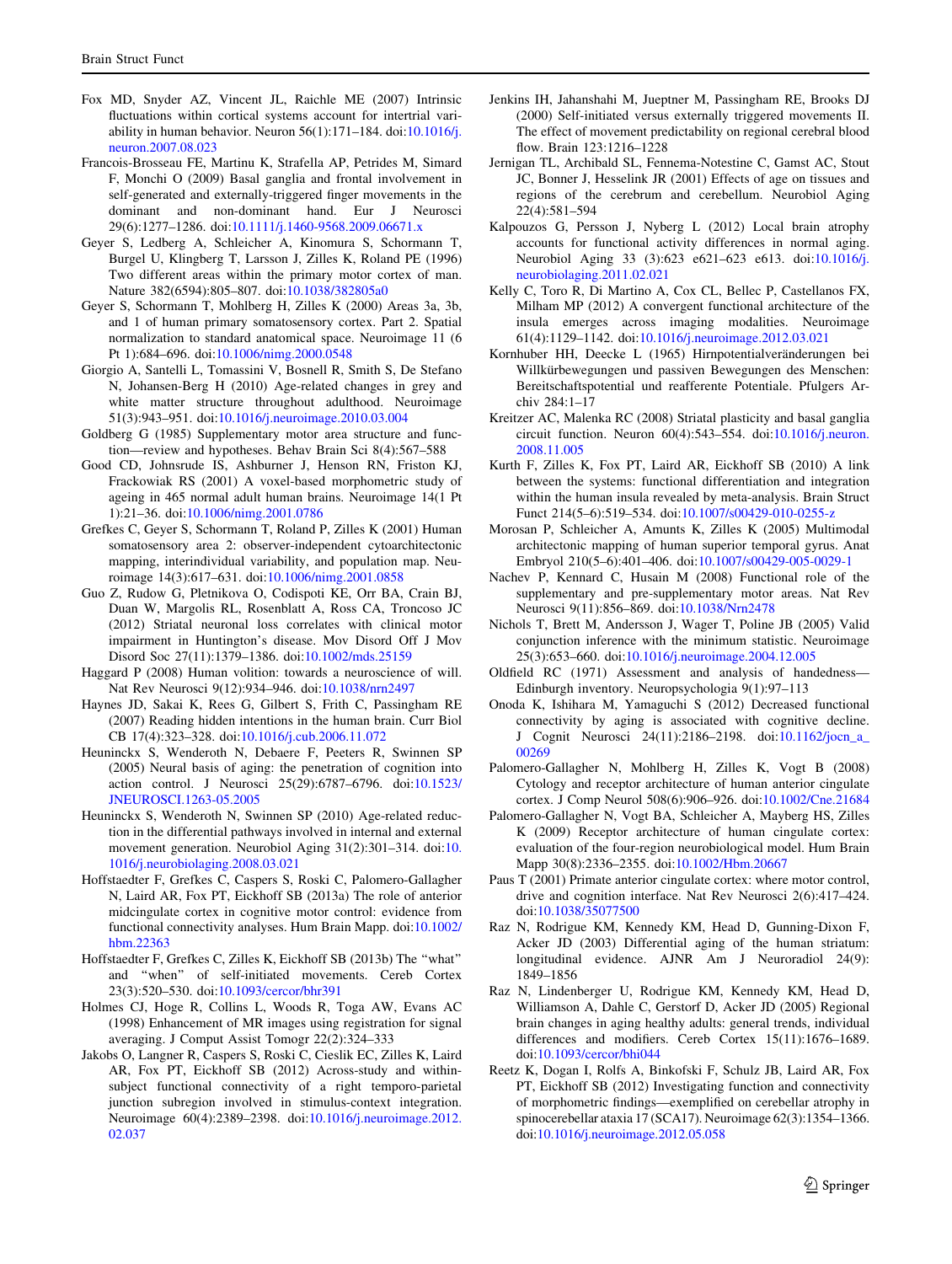Fox MD, Snyder AZ, Vincent JL, Raichle ME (2007) Intrinsic fluctuations within cortical systems account for intertrial variability in human behavior. Neuron 56(1):171–184. doi:10.1016/j.neuron.2007.08.023

Francois-Brosseau FE, Martinu K, Strafella AP, Petrides M, Simard F, Monchi O (2009) Basal ganglia and frontal involvement in self-generated and externally-triggered finger movements in the dominant and non-dominant hand. Eur J Neurosci 29(6):1277–1286. doi:10.1111/j.1460-9568.2009.06671.x

Geyer S, Ledberg A, Schleicher A, Kinomura S, Schormann T, Burgel U, Klingberg T, Larsson J, Zilles K, Roland PE (1996) Two different areas within the primary motor cortex of man. Nature 382(6594):805–807. doi:10.1038/382805a0

Geyer S, Schormann T, Mohlberg H, Zilles K (2000) Areas 3a, 3b, and 1 of human primary somatosensory cortex. Part 2. Spatial normalization to standard anatomical space. Neuroimage 11 (6 Pt 1):684–696. doi:10.1006/nimg.2000.0548

Giorgio A, Santelli L, Tomassini V, Bosnell R, Smith S, De Stefano N, Johansen-Berg H (2010) Age-related changes in grey and white matter structure throughout adulthood. Neuroimage 51(3):943–951. doi:10.1016/j.neuroimage.2010.03.004

Goldberg G (1985) Supplementary motor area structure and function—review and hypotheses. Behav Brain Sci 8(4):567–588

Good CD, Johnsrude IS, Ashburner J, Henson RN, Friston KJ, Frackowiak RS (2001) A voxel-based morphometric study of ageing in 465 normal adult human brains. Neuroimage 14(1 Pt 1):21–36. doi:10.1006/nimg.2001.0786

Grefkes C, Geyer S, Schormann T, Roland P, Zilles K (2001) Human somatosensory area 2: observer-independent cytoarchitectonic mapping, interindividual variability, and population map. Neuroimage 14(3):617–631. doi:10.1006/nimg.2001.0858

Guo Z, Rudow G, Pletnikova O, Codispoti KE, Orr BA, Crain BJ, Duan W, Margolis RL, Rosenblatt A, Ross CA, Troncoso JC (2012) Striatal neuronal loss correlates with clinical motor impairment in Huntington's disease. Mov Disord Off J Mov Disord Soc 27(11):1379–1386. doi:10.1002/mds.25159

Haggard P (2008) Human volition: towards a neuroscience of will. Nat Rev Neurosci 9(12):934–946. doi:10.1038/nrn2497

Haynes JD, Sakai K, Rees G, Gilbert S, Frith C, Passingham RE (2007) Reading hidden intentions in the human brain. Curr Biol CB 17(4):323–328. doi:10.1016/j.cub.2006.11.072

Heuninckx S, Wenderoth N, Debaere F, Peeters R, Swinnen SP (2005) Neural basis of aging: the penetration of cognition into action control. J Neurosci 25(29):6787–6796. doi:10.1523/JNEUROSCI.1263-05.2005

Heuninckx S, Wenderoth N, Swinnen SP (2010) Age-related reduction in the differential pathways involved in internal and external movement generation. Neurobiol Aging 31(2):301–314. doi:10.1016/j.neurobiolaging.2008.03.021

Hoffstaedter F, Grefkes C, Caspers S, Roski C, Palomero-Gallagher N, Laird AR, Fox PT, Eickhoff SB (2013a) The role of anterior midcingulate cortex in cognitive motor control: evidence from functional connectivity analyses. Hum Brain Mapp. doi:10.1002/hbm.22363

Hoffstaedter F, Grefkes C, Zilles K, Eickhoff SB (2013b) The "what" and "when" of self-initiated movements. Cereb Cortex 23(3):520–530. doi:10.1093/cercor/bhr391

Holmes CJ, Hoge R, Collins L, Woods R, Toga AW, Evans AC (1998) Enhancement of MR images using registration for signal averaging. J Comput Assist Tomogr 22(2):324–333

Jakobs O, Langner R, Caspers S, Roski C, Cieslik EC, Zilles K, Laird AR, Fox PT, Eickhoff SB (2012) Across-study and within-subject functional connectivity of a right temporo-parietal junction subregion involved in stimulus-context integration. Neuroimage 60(4):2389–2398. doi:10.1016/j.neuroimage.2012.02.037

Jenkins IH, Jahanshahi M, Jueptner M, Passingham RE, Brooks DJ (2000) Self-initiated versus externally triggered movements II. The effect of movement predictability on regional cerebral blood flow. Brain 123:1216–1228

Jernigan TL, Archibald SL, Fennema-Notestine C, Gamst AC, Stout JC, Bonner J, Hesselink JR (2001) Effects of age on tissues and regions of the cerebrum and cerebellum. Neurobiol Aging 22(4):581–594

Kalpouzos G, Persson J, Nyberg L (2012) Local brain atrophy accounts for functional activity differences in normal aging. Neurobiol Aging 33 (3):623 e621–623 e613. doi:10.1016/j.neurobiolaging.2011.02.021

Kelly C, Toro R, Di Martino A, Cox CL, Bellec P, Castellanos FX, Milham MP (2012) A convergent functional architecture of the insula emerges across imaging modalities. Neuroimage 61(4):1129–1142. doi:10.1016/j.neuroimage.2012.03.021

Kornhuber HH, Deecke L (1965) Hirnpotentialveränderungen bei Willkürbewegungen und passiven Bewegungen des Menschen: Bereitschaftspotential und reafferente Potentiale. Pfulgers Archiv 284:1–17

Kreitzer AC, Malenka RC (2008) Striatal plasticity and basal ganglia circuit function. Neuron 60(4):543–554. doi:10.1016/j.neuron.2008.11.005

Kurth F, Zilles K, Fox PT, Laird AR, Eickhoff SB (2010) A link between the systems: functional differentiation and integration within the human insula revealed by meta-analysis. Brain Struct Funct 214(5–6):519–534. doi:10.1007/s00429-010-0255-z

Morosan P, Schleicher A, Amunts K, Zilles K (2005) Multimodal architectonic mapping of human superior temporal gyrus. Anat Embryol 210(5–6):401–406. doi:10.1007/s00429-005-0029-1

Nachev P, Kennard C, Husain M (2008) Functional role of the supplementary and pre-supplementary motor areas. Nat Rev Neurosci 9(11):856–869. doi:10.1038/Nrn2478

Nichols T, Brett M, Andersson J, Wager T, Poline JB (2005) Valid conjunction inference with the minimum statistic. Neuroimage 25(3):653–660. doi:10.1016/j.neuroimage.2004.12.005

Oldfield RC (1971) Assessment and analysis of handedness—Edinburgh inventory. Neuropsychologia 9(1):97–113

Onoda K, Ishihara M, Yamaguchi S (2012) Decreased functional connectivity by aging is associated with cognitive decline. J Cognit Neurosci 24(11):2186–2198. doi:10.1162/jocn_a_00269

Palomero-Gallagher N, Mohlberg H, Zilles K, Vogt B (2008) Cytology and receptor architecture of human anterior cingulate cortex. J Comp Neurol 508(6):906–926. doi:10.1002/Cne.21684

Palomero-Gallagher N, Vogt BA, Schleicher A, Mayberg HS, Zilles K (2009) Receptor architecture of human cingulate cortex: evaluation of the four-region neurobiological model. Hum Brain Mapp 30(8):2336–2355. doi:10.1002/Hbm.20667

Paus T (2001) Primate anterior cingulate cortex: where motor control, drive and cognition interface. Nat Rev Neurosci 2(6):417–424. doi:10.1038/35077500

Raz N, Rodrigue KM, Kennedy KM, Head D, Gunning-Dixon F, Acker JD (2003) Differential aging of the human striatum: longitudinal evidence. AJNR Am J Neuroradiol 24(9):1849–1856

Raz N, Lindenberger U, Rodrigue KM, Kennedy KM, Head D, Williamson A, Dahle C, Gerstorf D, Acker JD (2005) Regional brain changes in aging healthy adults: general trends, individual differences and modifiers. Cereb Cortex 15(11):1676–1689. doi:10.1093/cercor/bhi044

Reetz K, Dogan I, Rolfs A, Binkofski F, Schulz JB, Laird AR, Fox PT, Eickhoff SB (2012) Investigating function and connectivity of morphometric findings—exemplified on cerebellar atrophy in spinocerebellar ataxia 17 (SCA17). Neuroimage 62(3):1354–1366. doi:10.1016/j.neuroimage.2012.05.058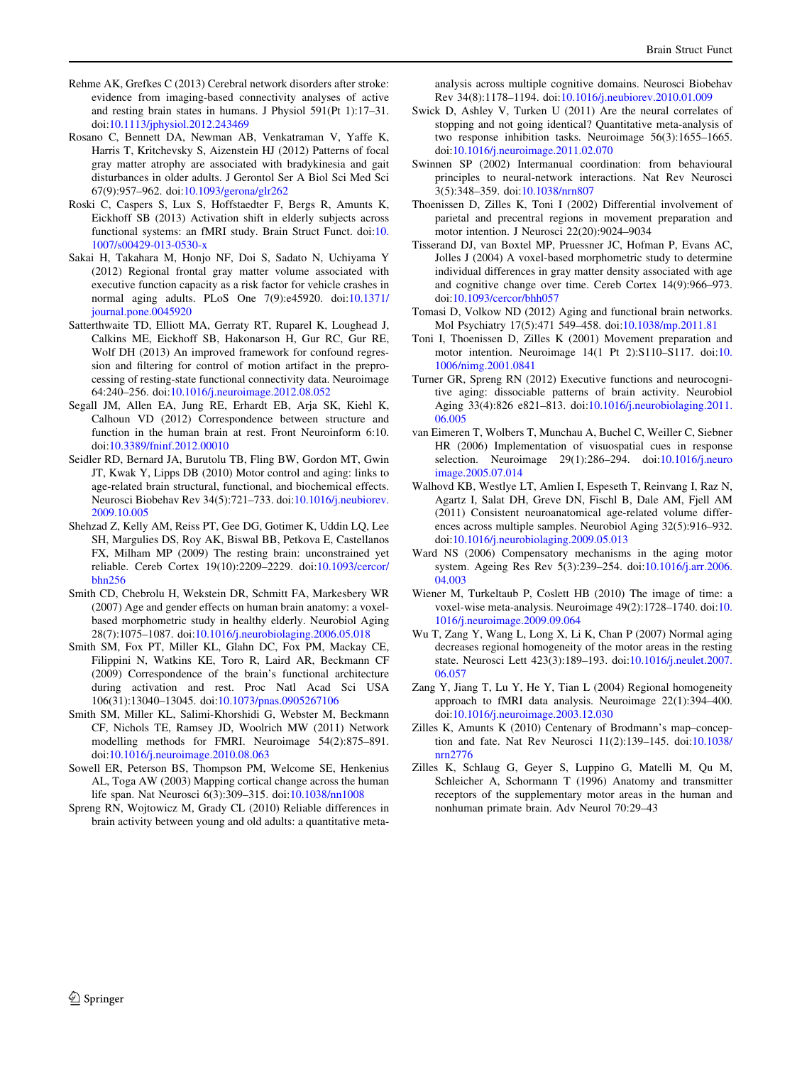Rehme AK, Grefkes C (2013) Cerebral network disorders after stroke: evidence from imaging-based connectivity analyses of active and resting brain states in humans. J Physiol 591(Pt 1):17–31. doi:10.1113/jphysiol.2012.243469

Rosano C, Bennett DA, Newman AB, Venkatraman V, Yaffe K, Harris T, Kritchevsky S, Aizenstein HJ (2012) Patterns of focal gray matter atrophy are associated with bradykinesia and gait disturbances in older adults. J Gerontol Ser A Biol Sci Med Sci 67(9):957–962. doi:10.1093/gerona/glr262

Roski C, Caspers S, Lux S, Hoffstaedter F, Bergs R, Amunts K, Eickhoff SB (2013) Activation shift in elderly subjects across functional systems: an fMRI study. Brain Struct Funct. doi:10.1007/s00429-013-0530-x

Sakai H, Takahara M, Honjo NF, Doi S, Sadato N, Uchiyama Y (2012) Regional frontal gray matter volume associated with executive function capacity as a risk factor for vehicle crashes in normal aging adults. PLoS One 7(9):e45920. doi:10.1371/journal.pone.0045920

Satterthwaite TD, Elliott MA, Gerraty RT, Ruparel K, Loughead J, Calkins ME, Eickhoff SB, Hakonarson H, Gur RC, Gur RE, Wolf DH (2013) An improved framework for confound regression and filtering for control of motion artifact in the preprocessing of resting-state functional connectivity data. Neuroimage 64:240–256. doi:10.1016/j.neuroimage.2012.08.052

Segall JM, Allen EA, Jung RE, Erhardt EB, Arja SK, Kiehl K, Calhoun VD (2012) Correspondence between structure and function in the human brain at rest. Front Neuroinform 6:10. doi:10.3389/fninf.2012.00010

Seidler RD, Bernard JA, Burutolu TB, Fling BW, Gordon MT, Gwin JT, Kwak Y, Lipps DB (2010) Motor control and aging: links to age-related brain structural, functional, and biochemical effects. Neurosci Biobehav Rev 34(5):721–733. doi:10.1016/j.neubiorev.2009.10.005

Shehzad Z, Kelly AM, Reiss PT, Gee DG, Gotimer K, Uddin LQ, Lee SH, Margulies DS, Roy AK, Biswal BB, Petkova E, Castellanos FX, Milham MP (2009) The resting brain: unconstrained yet reliable. Cereb Cortex 19(10):2209–2229. doi:10.1093/cercor/bhn256

Smith CD, Chebrolu H, Wekstein DR, Schmitt FA, Markesbery WR (2007) Age and gender effects on human brain anatomy: a voxel-based morphometric study in healthy elderly. Neurobiol Aging 28(7):1075–1087. doi:10.1016/j.neurobiolaging.2006.05.018

Smith SM, Fox PT, Miller KL, Glahn DC, Fox PM, Mackay CE, Filippini N, Watkins KE, Toro R, Laird AR, Beckmann CF (2009) Correspondence of the brain's functional architecture during activation and rest. Proc Natl Acad Sci USA 106(31):13040–13045. doi:10.1073/pnas.0905267106

Smith SM, Miller KL, Salimi-Khorshidi G, Webster M, Beckmann CF, Nichols TE, Ramsey JD, Woolrich MW (2011) Network modelling methods for FMRI. Neuroimage 54(2):875–891. doi:10.1016/j.neuroimage.2010.08.063

Sowell ER, Peterson BS, Thompson PM, Welcome SE, Henkenius AL, Toga AW (2003) Mapping cortical change across the human life span. Nat Neurosci 6(3):309–315. doi:10.1038/nn1008

Spreng RN, Wojtowicz M, Grady CL (2010) Reliable differences in brain activity between young and old adults: a quantitative meta-analysis across multiple cognitive domains. Neurosci Biobehav Rev 34(8):1178–1194. doi:10.1016/j.neubiorev.2010.01.009

Swick D, Ashley V, Turken U (2011) Are the neural correlates of stopping and not going identical? Quantitative meta-analysis of two response inhibition tasks. Neuroimage 56(3):1655–1665. doi:10.1016/j.neuroimage.2011.02.070

Swinnen SP (2002) Intermanual coordination: from behavioural principles to neural-network interactions. Nat Rev Neurosci 3(5):348–359. doi:10.1038/nrn807

Thoenissen D, Zilles K, Toni I (2002) Differential involvement of parietal and precentral regions in movement preparation and motor intention. J Neurosci 22(20):9024–9034

Tisserand DJ, van Boxtel MP, Pruessner JC, Hofman P, Evans AC, Jolles J (2004) A voxel-based morphometric study to determine individual differences in gray matter density associated with age and cognitive change over time. Cereb Cortex 14(9):966–973. doi:10.1093/cercor/bhh057

Tomasi D, Volkow ND (2012) Aging and functional brain networks. Mol Psychiatry 17(5):471 549–458. doi:10.1038/mp.2011.81

Toni I, Thoenissen D, Zilles K (2001) Movement preparation and motor intention. Neuroimage 14(1 Pt 2):S110–S117. doi:10.1006/nimg.2001.0841

Turner GR, Spreng RN (2012) Executive functions and neurocognitive aging: dissociable patterns of brain activity. Neurobiol Aging 33(4):826 e821–813. doi:10.1016/j.neurobiolaging.2011.06.005

van Eimeren T, Wolbers T, Munchau A, Buchel C, Weiller C, Siebner HR (2006) Implementation of visuospatial cues in response selection. Neuroimage 29(1):286–294. doi:10.1016/j.neuroimage.2005.07.014

Walhovd KB, Westlye LT, Amlien I, Espeseth T, Reinvang I, Raz N, Agartz I, Salat DH, Greve DN, Fischl B, Dale AM, Fjell AM (2011) Consistent neuroanatomical age-related volume differences across multiple samples. Neurobiol Aging 32(5):916–932. doi:10.1016/j.neurobiolaging.2009.05.013

Ward NS (2006) Compensatory mechanisms in the aging motor system. Ageing Res Rev 5(3):239–254. doi:10.1016/j.arr.2006.04.003

Wiener M, Turkeltaub P, Coslett HB (2010) The image of time: a voxel-wise meta-analysis. Neuroimage 49(2):1728–1740. doi:10.1016/j.neuroimage.2009.09.064

Wu T, Zang Y, Wang L, Long X, Li K, Chan P (2007) Normal aging decreases regional homogeneity of the motor areas in the resting state. Neurosci Lett 423(3):189–193. doi:10.1016/j.neulet.2007.06.057

Zang Y, Jiang T, Lu Y, He Y, Tian L (2004) Regional homogeneity approach to fMRI data analysis. Neuroimage 22(1):394–400. doi:10.1016/j.neuroimage.2003.12.030

Zilles K, Amunts K (2010) Centenary of Brodmann's map–conception and fate. Nat Rev Neurosci 11(2):139–145. doi:10.1038/nrn2776

Zilles K, Schlaug G, Geyer S, Luppino G, Matelli M, Qu M, Schleicher A, Schormann T (1996) Anatomy and transmitter receptors of the supplementary motor areas in the human and nonhuman primate brain. Adv Neurol 70:29–43